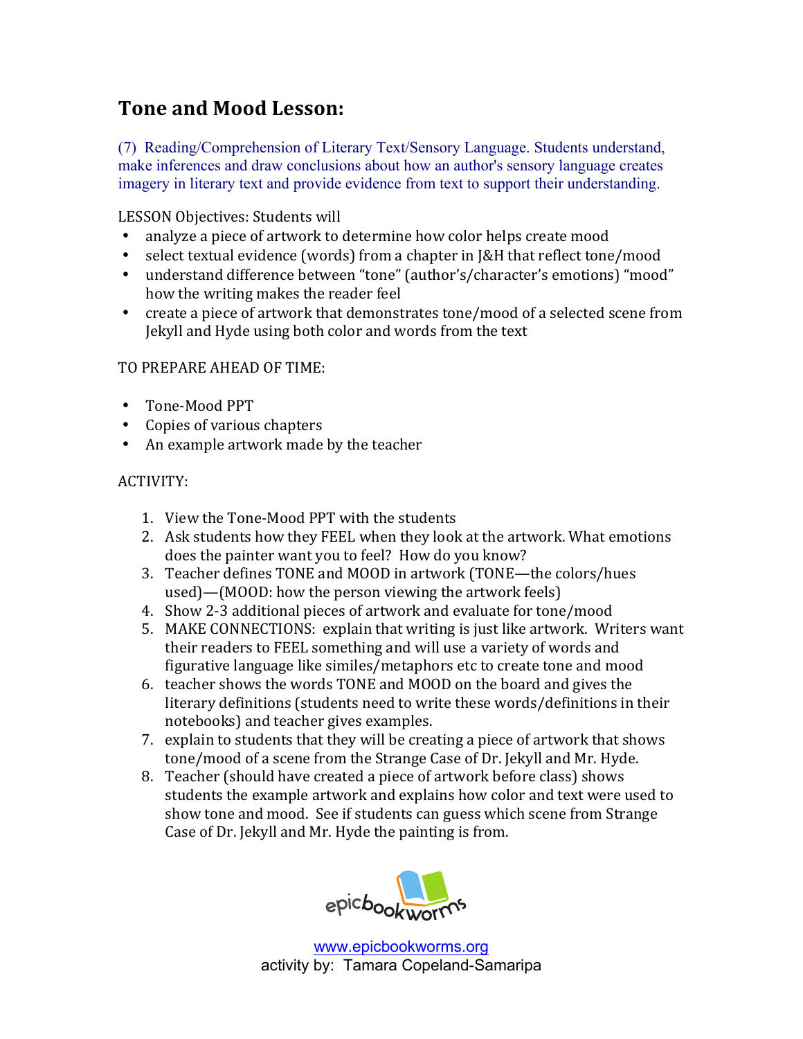# Tone and Mood Lesson:

(7) Reading/Comprehension of Literary Text/Sensory Language. Students understand, make inferences and draw conclusions about how an author's sensory language creates imagery in literary text and provide evidence from text to support their understanding.

LESSON Objectives: Students will

- analyze a piece of artwork to determine how color helps create mood
- select textual evidence (words) from a chapter in J&H that reflect tone/mood
- understand difference between "tone" (author's/character's emotions) "mood" how the writing makes the reader feel
- create a piece of artwork that demonstrates tone/mood of a selected scene from Jekyll and Hyde using both color and words from the text

TO PREPARE AHEAD OF TIME:

- Tone-Mood PPT
- Copies of various chapters
- An example artwork made by the teacher

ACTIVITY:

1. View the Tone-Mood PPT with the students
2. Ask students how they FEEL when they look at the artwork. What emotions does the painter want you to feel? How do you know?
3. Teacher defines TONE and MOOD in artwork (TONE—the colors/hues used)—(MOOD: how the person viewing the artwork feels)
4. Show 2-3 additional pieces of artwork and evaluate for tone/mood
5. MAKE CONNECTIONS: explain that writing is just like artwork. Writers want their readers to FEEL something and will use a variety of words and figurative language like similes/metaphors etc to create tone and mood
6. teacher shows the words TONE and MOOD on the board and gives the literary definitions (students need to write these words/definitions in their notebooks) and teacher gives examples.
7. explain to students that they will be creating a piece of artwork that shows tone/mood of a scene from the Strange Case of Dr. Jekyll and Mr. Hyde.
8. Teacher (should have created a piece of artwork before class) shows students the example artwork and explains how color and text were used to show tone and mood. See if students can guess which scene from Strange Case of Dr. Jekyll and Mr. Hyde the painting is from.

epicbookworms

www.epicbookworms.org
activity by: Tamara Copeland-Samaripa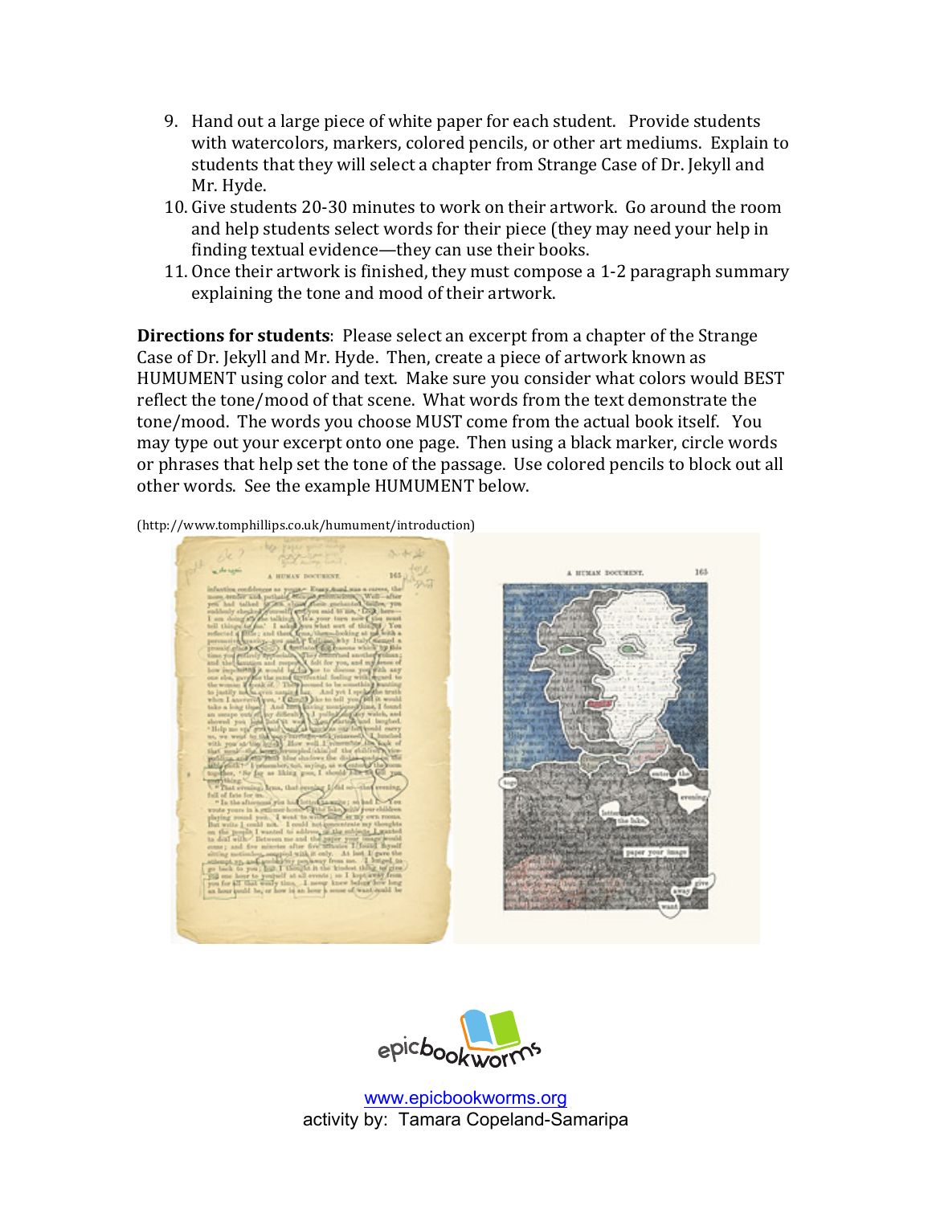9. Hand out a large piece of white paper for each student. Provide students with watercolors, markers, colored pencils, or other art mediums. Explain to students that they will select a chapter from Strange Case of Dr. Jekyll and Mr. Hyde.
10. Give students 20-30 minutes to work on their artwork. Go around the room and help students select words for their piece (they may need your help in finding textual evidence—they can use their books.
11. Once their artwork is finished, they must compose a 1-2 paragraph summary explaining the tone and mood of their artwork.

**Directions for students**: Please select an excerpt from a chapter of the Strange Case of Dr. Jekyll and Mr. Hyde. Then, create a piece of artwork known as HUMUMENT using color and text. Make sure you consider what colors would BEST reflect the tone/mood of that scene. What words from the text demonstrate the tone/mood. The words you choose MUST come from the actual book itself. You may type out your excerpt onto one page. Then using a black marker, circle words or phrases that help set the tone of the passage. Use colored pencils to block out all other words. See the example HUMUMENT below.

(http://www.tomphillips.co.uk/humument/introduction)

www.epicbookworms.org
activity by: Tamara Copeland-Samaripa